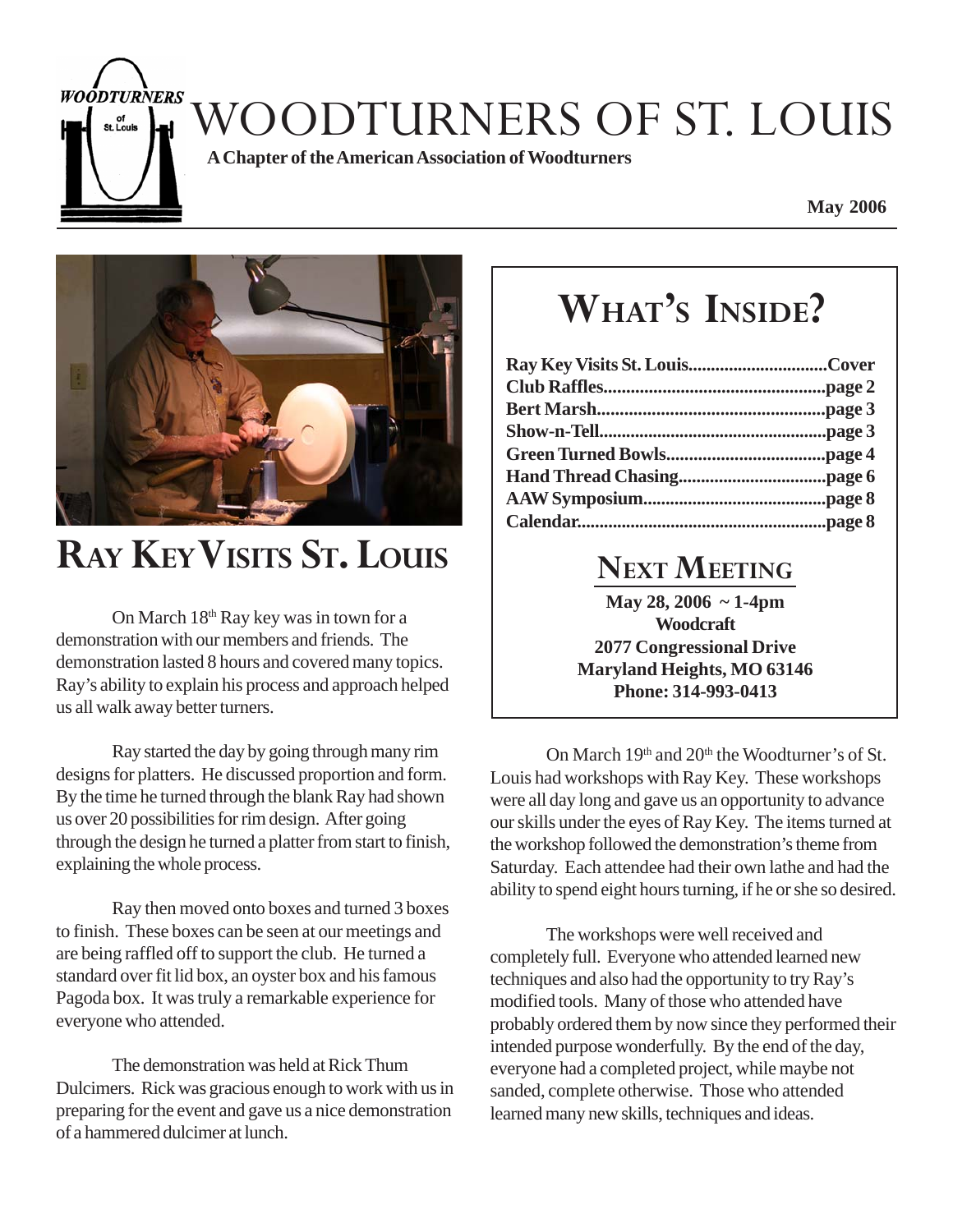# WOODTURNERS OF ST. LOUIS

**A Chapter of the American Association of Woodturners**

**May 2006**

## WHAT'S INSIDE?

**Ray Key Visits St. Louis...............................Cover**
**Club Raffles.................................................page 2**
**Bert Marsh..................................................page 3**
**Show-n-Tell..................................................page 3**
**Green Turned Bowls...................................page 4**
**Hand Thread Chasing.................................page 6**
**AAW Symposium.........................................page 8**
**Calendar.......................................................page 8**

## NEXT MEETING

**May 28, 2006 ~ 1-4pm**
**Woodcraft**
**2077 Congressional Drive**
**Maryland Heights, MO 63146**
**Phone: 314-993-0413**

# RAY KEY VISITS ST. LOUIS

On March 18th Ray key was in town for a demonstration with our members and friends. The demonstration lasted 8 hours and covered many topics. Ray's ability to explain his process and approach helped us all walk away better turners.

Ray started the day by going through many rim designs for platters. He discussed proportion and form. By the time he turned through the blank Ray had shown us over 20 possibilities for rim design. After going through the design he turned a platter from start to finish, explaining the whole process.

Ray then moved onto boxes and turned 3 boxes to finish. These boxes can be seen at our meetings and are being raffled off to support the club. He turned a standard over fit lid box, an oyster box and his famous Pagoda box. It was truly a remarkable experience for everyone who attended.

The demonstration was held at Rick Thum Dulcimers. Rick was gracious enough to work with us in preparing for the event and gave us a nice demonstration of a hammered dulcimer at lunch.

On March 19th and 20th the Woodturner's of St. Louis had workshops with Ray Key. These workshops were all day long and gave us an opportunity to advance our skills under the eyes of Ray Key. The items turned at the workshop followed the demonstration's theme from Saturday. Each attendee had their own lathe and had the ability to spend eight hours turning, if he or she so desired.

The workshops were well received and completely full. Everyone who attended learned new techniques and also had the opportunity to try Ray's modified tools. Many of those who attended have probably ordered them by now since they performed their intended purpose wonderfully. By the end of the day, everyone had a completed project, while maybe not sanded, complete otherwise. Those who attended learned many new skills, techniques and ideas.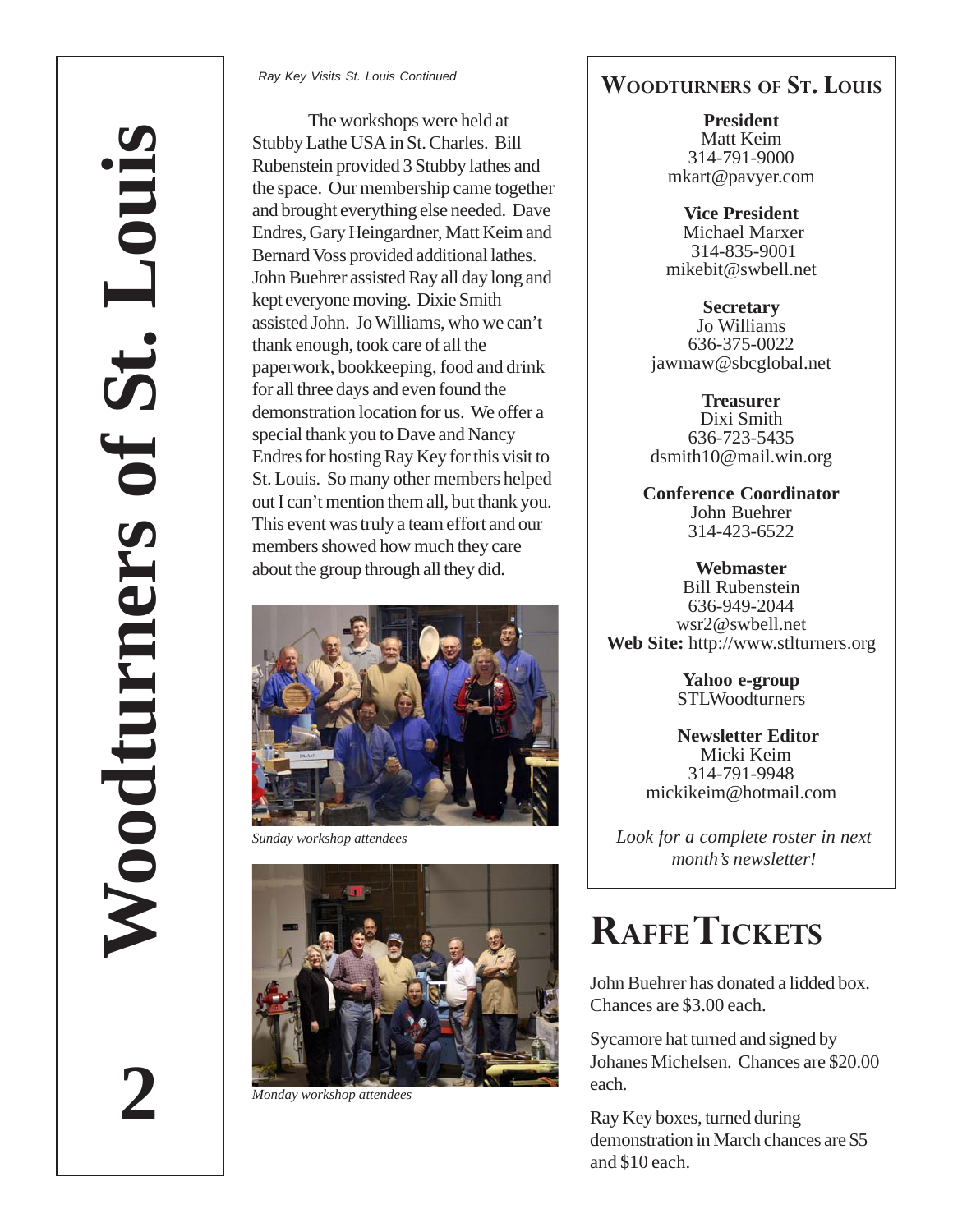*Ray Key Visits St. Louis Continued*

The workshops were held at Stubby Lathe USA in St. Charles. Bill Rubenstein provided 3 Stubby lathes and the space. Our membership came together and brought everything else needed. Dave Endres, Gary Heingardner, Matt Keim and Bernard Voss provided additional lathes. John Buehrer assisted Ray all day long and kept everyone moving. Dixie Smith assisted John. Jo Williams, who we can't thank enough, took care of all the paperwork, bookkeeping, food and drink for all three days and even found the demonstration location for us. We offer a special thank you to Dave and Nancy Endres for hosting Ray Key for this visit to St. Louis. So many other members helped out I can't mention them all, but thank you. This event was truly a team effort and our members showed how much they care about the group through all they did.

*Sunday workshop attendees*

*Monday workshop attendees*

## Woodturners of St. Louis

**President**
Matt Keim
314-791-9000
mkart@pavyer.com

**Vice President**
Michael Marxer
314-835-9001
mikebit@swbell.net

**Secretary**
Jo Williams
636-375-0022
jawmaw@sbcglobal.net

**Treasurer**
Dixi Smith
636-723-5435
dsmith10@mail.win.org

**Conference Coordinator**
John Buehrer
314-423-6522

**Webmaster**
Bill Rubenstein
636-949-2044
wsr2@swbell.net
**Web Site:** http://www.stlturners.org

**Yahoo e-group**
STLWoodturners

**Newsletter Editor**
Micki Keim
314-791-9948
mickikeim@hotmail.com

*Look for a complete roster in next month's newsletter!*

# Raffe Tickets

John Buehrer has donated a lidded box. Chances are $3.00 each.

Sycamore hat turned and signed by Johanes Michelsen. Chances are $20.00 each.

Ray Key boxes, turned during demonstration in March chances are $5 and $10 each.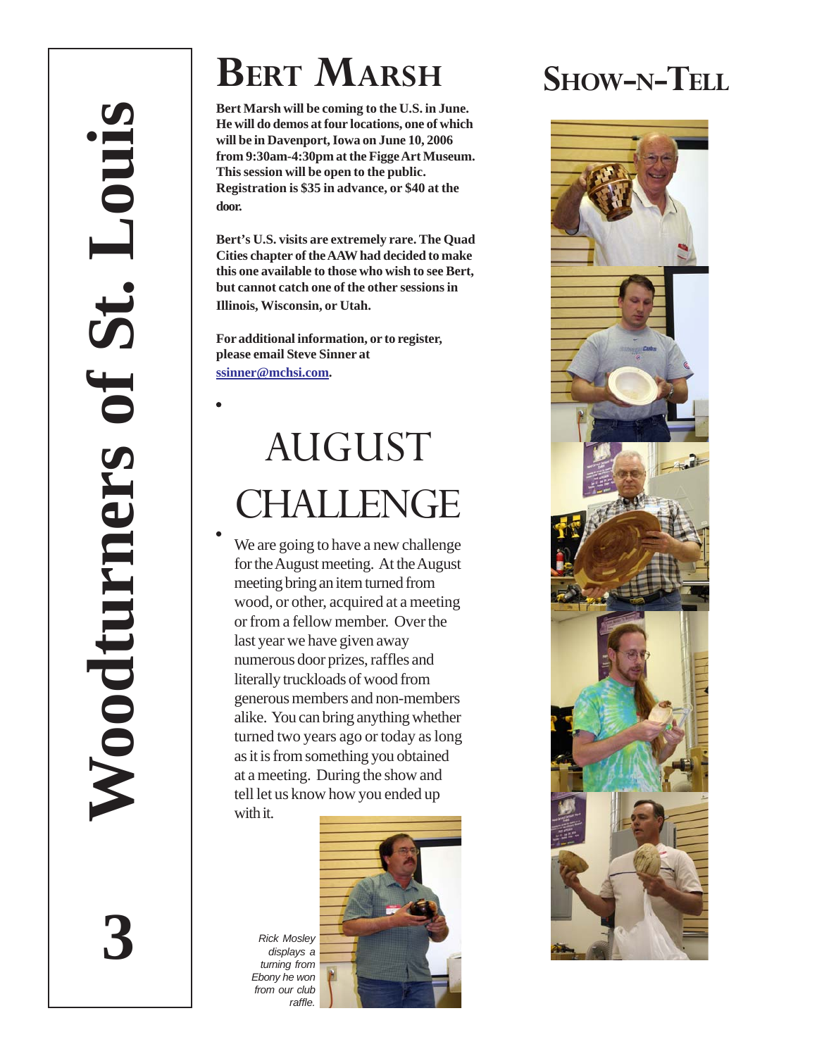# Bert Marsh

**Bert Marsh will be coming to the U.S. in June. He will do demos at four locations, one of which will be in Davenport, Iowa on June 10, 2006 from 9:30am-4:30pm at the Figge Art Museum. This session will be open to the public. Registration is $35 in advance, or $40 at the door.**

**Bert's U.S. visits are extremely rare. The Quad Cities chapter of the AAW had decided to make this one available to those who wish to see Bert, but cannot catch one of the other sessions in Illinois, Wisconsin, or Utah.**

**For additional information, or to register, please email Steve Sinner at [ssinner@mchsi.com](mailto:ssinner@mchsi.com).**

# August Challenge

We are going to have a new challenge for the August meeting. At the August meeting bring an item turned from wood, or other, acquired at a meeting or from a fellow member. Over the last year we have given away numerous door prizes, raffles and literally truckloads of wood from generous members and non-members alike. You can bring anything whether turned two years ago or today as long as it is from something you obtained at a meeting. During the show and tell let us know how you ended up with it.

*Rick Mosley displays a turning from Ebony he won from our club raffle.*

# Show-n-Tell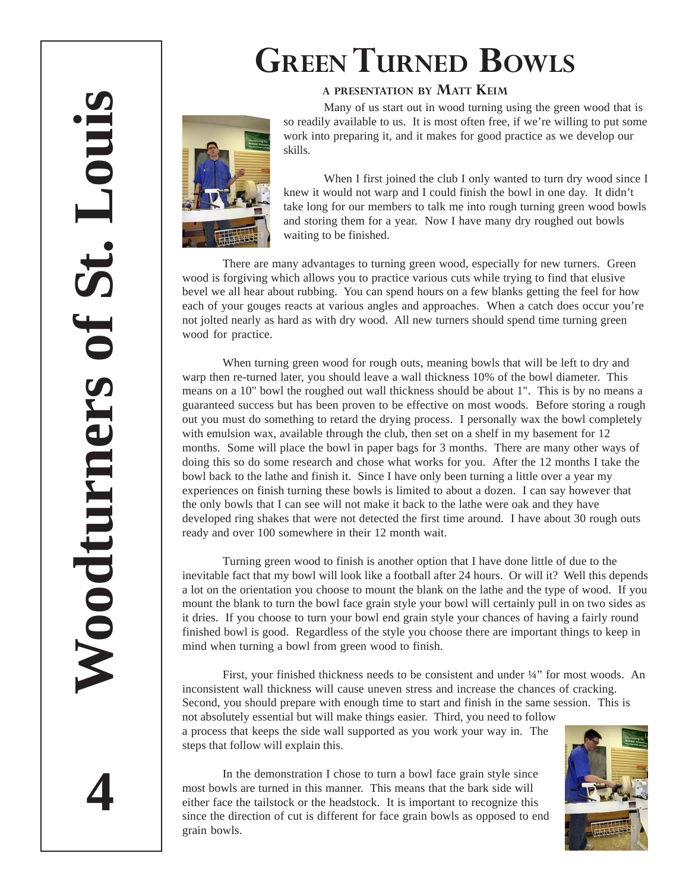# Green Turned Bowls

### a presentation by Matt Keim

Many of us start out in wood turning using the green wood that is so readily available to us. It is most often free, if we're willing to put some work into preparing it, and it makes for good practice as we develop our skills.

When I first joined the club I only wanted to turn dry wood since I knew it would not warp and I could finish the bowl in one day. It didn't take long for our members to talk me into rough turning green wood bowls and storing them for a year. Now I have many dry roughed out bowls waiting to be finished.

There are many advantages to turning green wood, especially for new turners. Green wood is forgiving which allows you to practice various cuts while trying to find that elusive bevel we all hear about rubbing. You can spend hours on a few blanks getting the feel for how each of your gouges reacts at various angles and approaches. When a catch does occur you're not jolted nearly as hard as with dry wood. All new turners should spend time turning green wood for practice.

When turning green wood for rough outs, meaning bowls that will be left to dry and warp then re-turned later, you should leave a wall thickness 10% of the bowl diameter. This means on a 10" bowl the roughed out wall thickness should be about 1". This is by no means a guaranteed success but has been proven to be effective on most woods. Before storing a rough out you must do something to retard the drying process. I personally wax the bowl completely with emulsion wax, available through the club, then set on a shelf in my basement for 12 months. Some will place the bowl in paper bags for 3 months. There are many other ways of doing this so do some research and chose what works for you. After the 12 months I take the bowl back to the lathe and finish it. Since I have only been turning a little over a year my experiences on finish turning these bowls is limited to about a dozen. I can say however that the only bowls that I can see will not make it back to the lathe were oak and they have developed ring shakes that were not detected the first time around. I have about 30 rough outs ready and over 100 somewhere in their 12 month wait.

Turning green wood to finish is another option that I have done little of due to the inevitable fact that my bowl will look like a football after 24 hours. Or will it? Well this depends a lot on the orientation you choose to mount the blank on the lathe and the type of wood. If you mount the blank to turn the bowl face grain style your bowl will certainly pull in on two sides as it dries. If you choose to turn your bowl end grain style your chances of having a fairly round finished bowl is good. Regardless of the style you choose there are important things to keep in mind when turning a bowl from green wood to finish.

First, your finished thickness needs to be consistent and under ¼" for most woods. An inconsistent wall thickness will cause uneven stress and increase the chances of cracking. Second, you should prepare with enough time to start and finish in the same session. This is not absolutely essential but will make things easier. Third, you need to follow a process that keeps the side wall supported as you work your way in. The steps that follow will explain this.

In the demonstration I chose to turn a bowl face grain style since most bowls are turned in this manner. This means that the bark side will either face the tailstock or the headstock. It is important to recognize this since the direction of cut is different for face grain bowls as opposed to end grain bowls.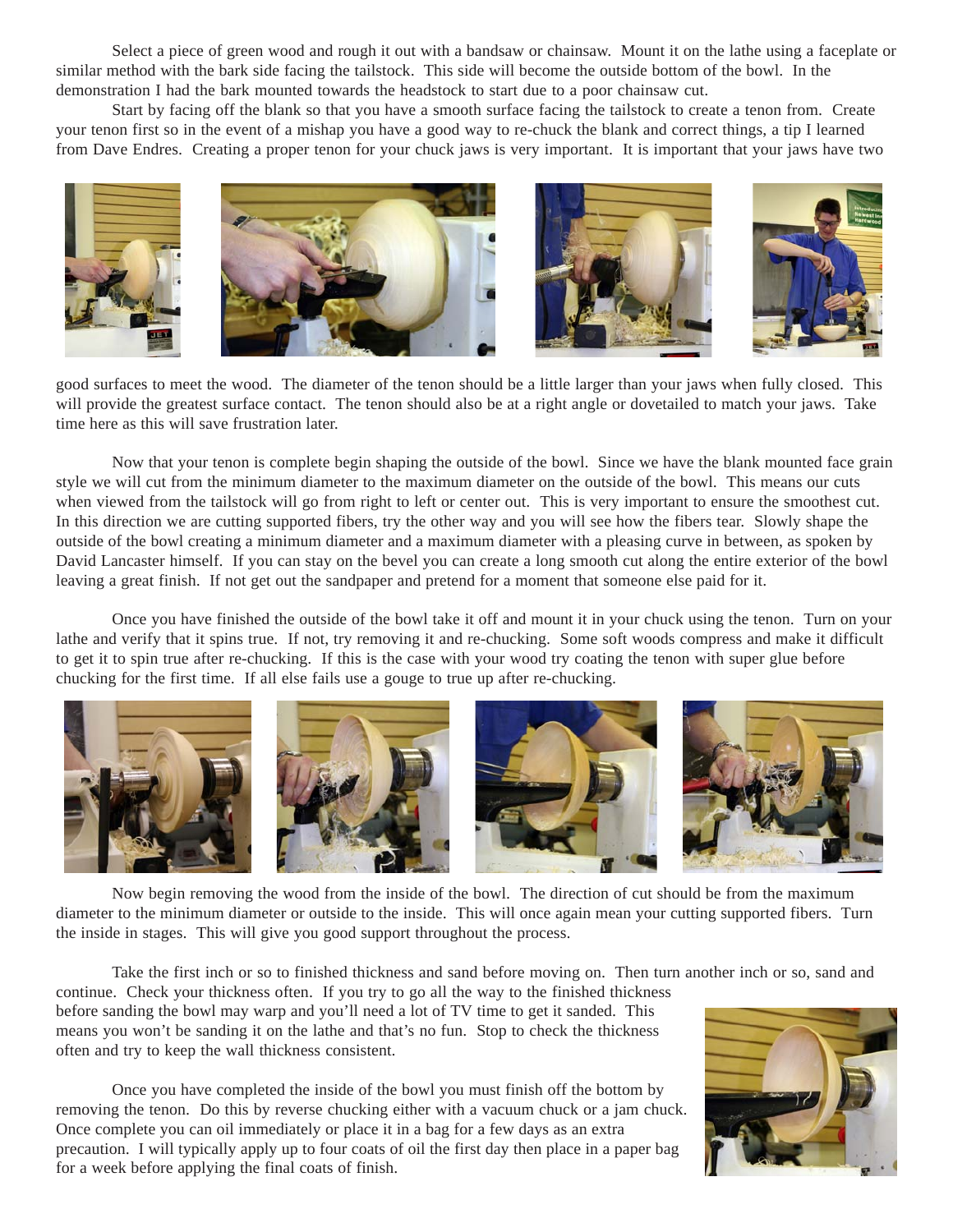Select a piece of green wood and rough it out with a bandsaw or chainsaw. Mount it on the lathe using a faceplate or similar method with the bark side facing the tailstock. This side will become the outside bottom of the bowl. In the demonstration I had the bark mounted towards the headstock to start due to a poor chainsaw cut.

Start by facing off the blank so that you have a smooth surface facing the tailstock to create a tenon from. Create your tenon first so in the event of a mishap you have a good way to re-chuck the blank and correct things, a tip I learned from Dave Endres. Creating a proper tenon for your chuck jaws is very important. It is important that your jaws have two good surfaces to meet the wood. The diameter of the tenon should be a little larger than your jaws when fully closed. This will provide the greatest surface contact. The tenon should also be at a right angle or dovetailed to match your jaws. Take time here as this will save frustration later.

Now that your tenon is complete begin shaping the outside of the bowl. Since we have the blank mounted face grain style we will cut from the minimum diameter to the maximum diameter on the outside of the bowl. This means our cuts when viewed from the tailstock will go from right to left or center out. This is very important to ensure the smoothest cut. In this direction we are cutting supported fibers, try the other way and you will see how the fibers tear. Slowly shape the outside of the bowl creating a minimum diameter and a maximum diameter with a pleasing curve in between, as spoken by David Lancaster himself. If you can stay on the bevel you can create a long smooth cut along the entire exterior of the bowl leaving a great finish. If not get out the sandpaper and pretend for a moment that someone else paid for it.

Once you have finished the outside of the bowl take it off and mount it in your chuck using the tenon. Turn on your lathe and verify that it spins true. If not, try removing it and re-chucking. Some soft woods compress and make it difficult to get it to spin true after re-chucking. If this is the case with your wood try coating the tenon with super glue before chucking for the first time. If all else fails use a gouge to true up after re-chucking.

Now begin removing the wood from the inside of the bowl. The direction of cut should be from the maximum diameter to the minimum diameter or outside to the inside. This will once again mean your cutting supported fibers. Turn the inside in stages. This will give you good support throughout the process.

Take the first inch or so to finished thickness and sand before moving on. Then turn another inch or so, sand and continue. Check your thickness often. If you try to go all the way to the finished thickness before sanding the bowl may warp and you'll need a lot of TV time to get it sanded. This means you won't be sanding it on the lathe and that's no fun. Stop to check the thickness often and try to keep the wall thickness consistent.

Once you have completed the inside of the bowl you must finish off the bottom by removing the tenon. Do this by reverse chucking either with a vacuum chuck or a jam chuck. Once complete you can oil immediately or place it in a bag for a few days as an extra precaution. I will typically apply up to four coats of oil the first day then place in a paper bag for a week before applying the final coats of finish.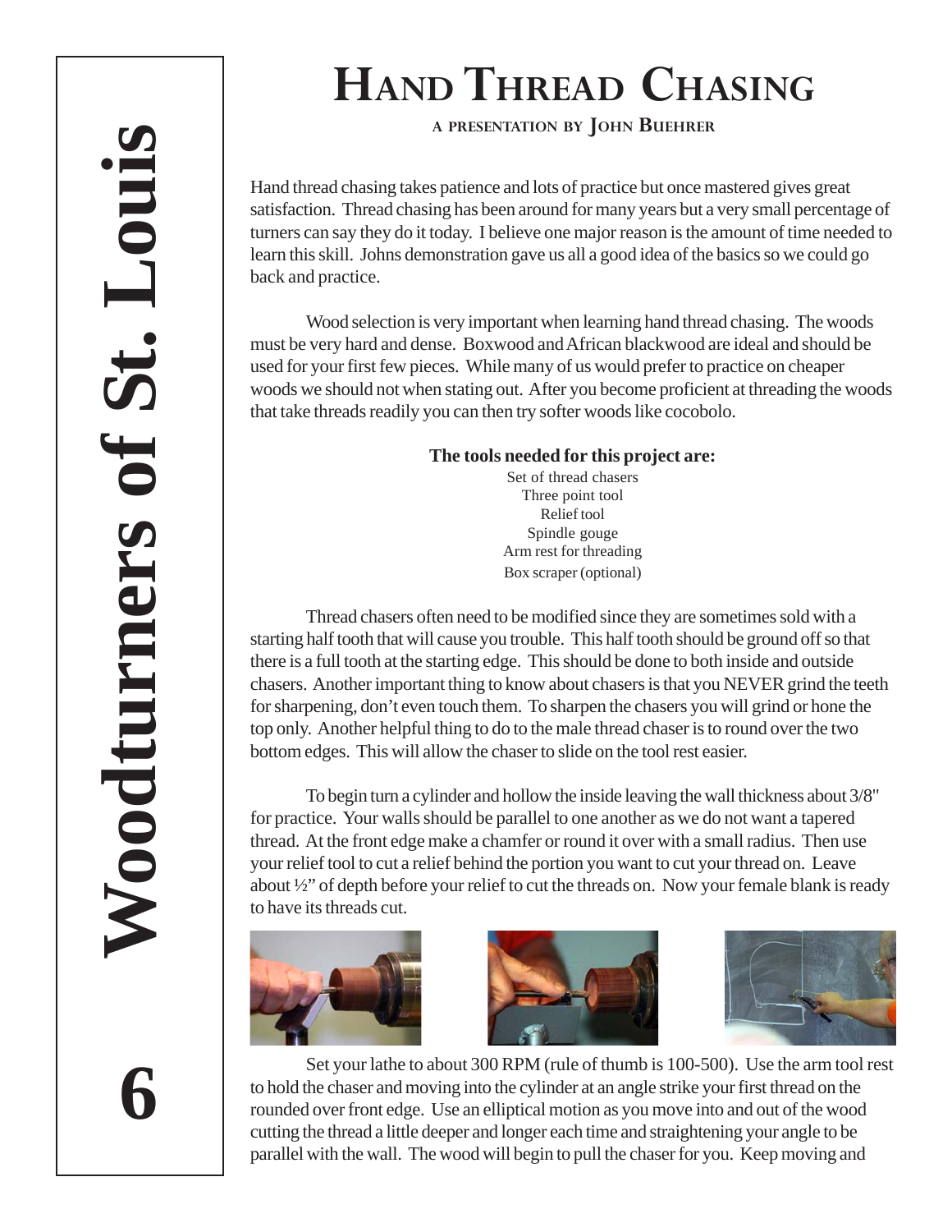# Hand Thread Chasing

**a presentation by John Buehrer**

Hand thread chasing takes patience and lots of practice but once mastered gives great satisfaction. Thread chasing has been around for many years but a very small percentage of turners can say they do it today. I believe one major reason is the amount of time needed to learn this skill. Johns demonstration gave us all a good idea of the basics so we could go back and practice.

Wood selection is very important when learning hand thread chasing. The woods must be very hard and dense. Boxwood and African blackwood are ideal and should be used for your first few pieces. While many of us would prefer to practice on cheaper woods we should not when stating out. After you become proficient at threading the woods that take threads readily you can then try softer woods like cocobolo.

**The tools needed for this project are:**

Set of thread chasers
Three point tool
Relief tool
Spindle gouge
Arm rest for threading
Box scraper (optional)

Thread chasers often need to be modified since they are sometimes sold with a starting half tooth that will cause you trouble. This half tooth should be ground off so that there is a full tooth at the starting edge. This should be done to both inside and outside chasers. Another important thing to know about chasers is that you NEVER grind the teeth for sharpening, don't even touch them. To sharpen the chasers you will grind or hone the top only. Another helpful thing to do to the male thread chaser is to round over the two bottom edges. This will allow the chaser to slide on the tool rest easier.

To begin turn a cylinder and hollow the inside leaving the wall thickness about 3/8" for practice. Your walls should be parallel to one another as we do not want a tapered thread. At the front edge make a chamfer or round it over with a small radius. Then use your relief tool to cut a relief behind the portion you want to cut your thread on. Leave about ½" of depth before your relief to cut the threads on. Now your female blank is ready to have its threads cut.

Set your lathe to about 300 RPM (rule of thumb is 100-500). Use the arm tool rest to hold the chaser and moving into the cylinder at an angle strike your first thread on the rounded over front edge. Use an elliptical motion as you move into and out of the wood cutting the thread a little deeper and longer each time and straightening your angle to be parallel with the wall. The wood will begin to pull the chaser for you. Keep moving and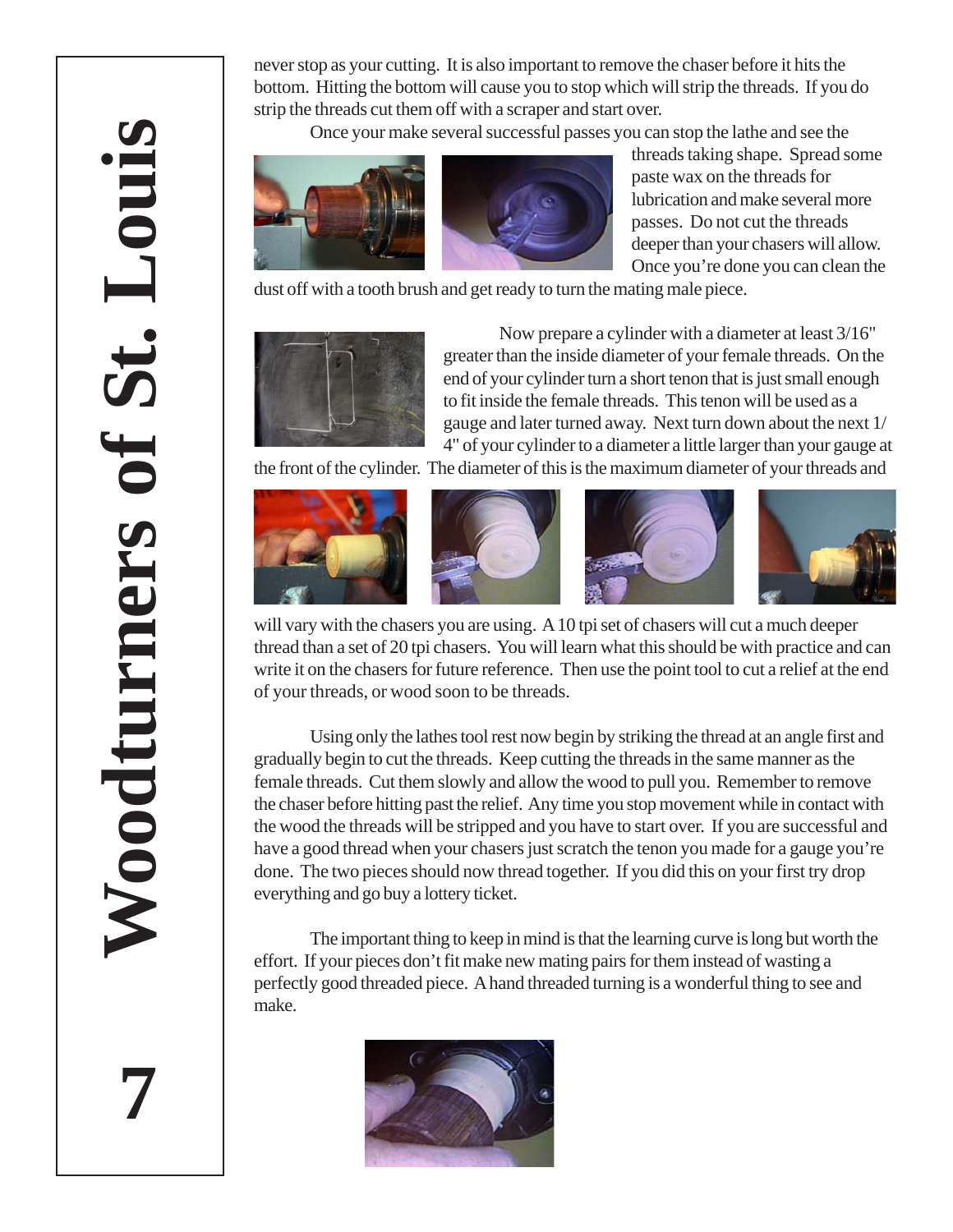never stop as your cutting. It is also important to remove the chaser before it hits the bottom. Hitting the bottom will cause you to stop which will strip the threads. If you do strip the threads cut them off with a scraper and start over.

Once your make several successful passes you can stop the lathe and see the threads taking shape. Spread some paste wax on the threads for lubrication and make several more passes. Do not cut the threads deeper than your chasers will allow. Once you're done you can clean the dust off with a tooth brush and get ready to turn the mating male piece.

Now prepare a cylinder with a diameter at least 3/16" greater than the inside diameter of your female threads. On the end of your cylinder turn a short tenon that is just small enough to fit inside the female threads. This tenon will be used as a gauge and later turned away. Next turn down about the next 1/4" of your cylinder to a diameter a little larger than your gauge at the front of the cylinder. The diameter of this is the maximum diameter of your threads and will vary with the chasers you are using. A 10 tpi set of chasers will cut a much deeper thread than a set of 20 tpi chasers. You will learn what this should be with practice and can write it on the chasers for future reference. Then use the point tool to cut a relief at the end of your threads, or wood soon to be threads.

Using only the lathes tool rest now begin by striking the thread at an angle first and gradually begin to cut the threads. Keep cutting the threads in the same manner as the female threads. Cut them slowly and allow the wood to pull you. Remember to remove the chaser before hitting past the relief. Any time you stop movement while in contact with the wood the threads will be stripped and you have to start over. If you are successful and have a good thread when your chasers just scratch the tenon you made for a gauge you're done. The two pieces should now thread together. If you did this on your first try drop everything and go buy a lottery ticket.

The important thing to keep in mind is that the learning curve is long but worth the effort. If your pieces don't fit make new mating pairs for them instead of wasting a perfectly good threaded piece. A hand threaded turning is a wonderful thing to see and make.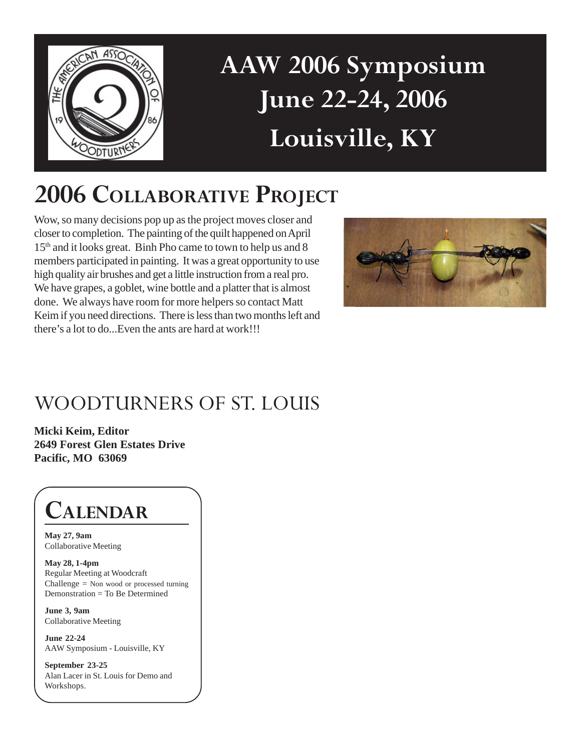# AAW 2006 Symposium
# June 22-24, 2006
# Louisville, KY

## 2006 Collaborative Project

Wow, so many decisions pop up as the project moves closer and closer to completion. The painting of the quilt happened on April 15th and it looks great. Binh Pho came to town to help us and 8 members participated in painting. It was a great opportunity to use high quality air brushes and get a little instruction from a real pro. We have grapes, a goblet, wine bottle and a platter that is almost done. We always have room for more helpers so contact Matt Keim if you need directions. There is less than two months left and there's a lot to do...Even the ants are hard at work!!!

## WOODTURNERS OF ST. LOUIS

**Micki Keim, Editor**
**2649 Forest Glen Estates Drive**
**Pacific, MO 63069**

## Calendar

**May 27, 9am**
Collaborative Meeting

**May 28, 1-4pm**
Regular Meeting at Woodcraft
Challenge = Non wood or processed turning
Demonstration = To Be Determined

**June 3, 9am**
Collaborative Meeting

**June 22-24**
AAW Symposium - Louisville, KY

**September 23-25**
Alan Lacer in St. Louis for Demo and Workshops.